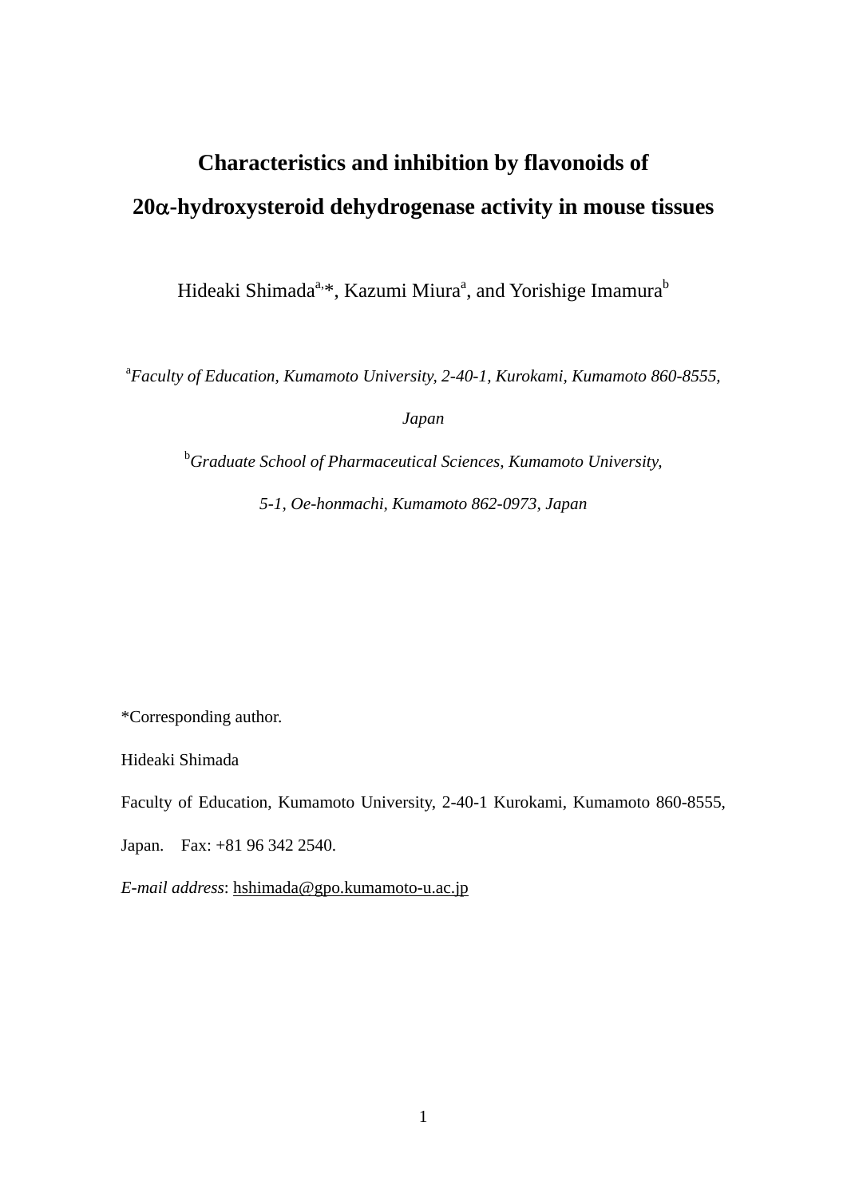# Characteristics and inhibition by flavonoids of 20$\alpha$-hydroxysteroid dehydrogenase activity in mouse tissues

Hideaki Shimada[a,*], Kazumi Miura[a], and Yorishige Imamura[b]

[a]*Faculty of Education, Kumamoto University, 2-40-1, Kurokami, Kumamoto 860-8555, Japan*

[b]*Graduate School of Pharmaceutical Sciences, Kumamoto University, 5-1, Oe-honmachi, Kumamoto 862-0973, Japan*

*Corresponding author.

Hideaki Shimada

Faculty of Education, Kumamoto University, 2-40-1 Kurokami, Kumamoto 860-8555, Japan. Fax: +81 96 342 2540.

*E-mail address*: hshimada@gpo.kumamoto-u.ac.jp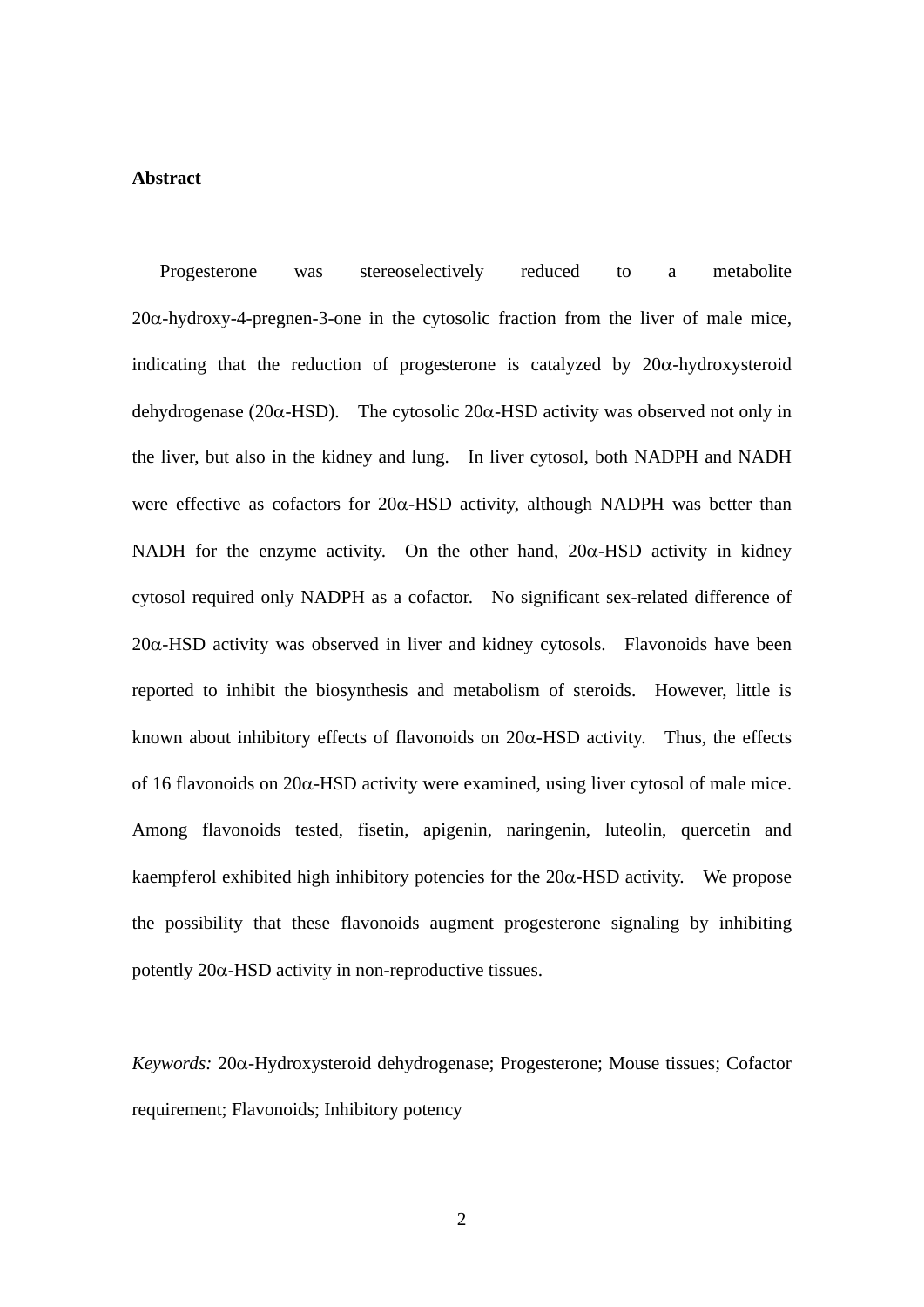**Abstract**

Progesterone was stereoselectively reduced to a metabolite 20α-hydroxy-4-pregnen-3-one in the cytosolic fraction from the liver of male mice, indicating that the reduction of progesterone is catalyzed by 20α-hydroxysteroid dehydrogenase (20α-HSD). The cytosolic 20α-HSD activity was observed not only in the liver, but also in the kidney and lung. In liver cytosol, both NADPH and NADH were effective as cofactors for 20α-HSD activity, although NADPH was better than NADH for the enzyme activity. On the other hand, 20α-HSD activity in kidney cytosol required only NADPH as a cofactor. No significant sex-related difference of 20α-HSD activity was observed in liver and kidney cytosols. Flavonoids have been reported to inhibit the biosynthesis and metabolism of steroids. However, little is known about inhibitory effects of flavonoids on 20α-HSD activity. Thus, the effects of 16 flavonoids on 20α-HSD activity were examined, using liver cytosol of male mice. Among flavonoids tested, fisetin, apigenin, naringenin, luteolin, quercetin and kaempferol exhibited high inhibitory potencies for the 20α-HSD activity. We propose the possibility that these flavonoids augment progesterone signaling by inhibiting potently 20α-HSD activity in non-reproductive tissues.

*Keywords:* 20α-Hydroxysteroid dehydrogenase; Progesterone; Mouse tissues; Cofactor requirement; Flavonoids; Inhibitory potency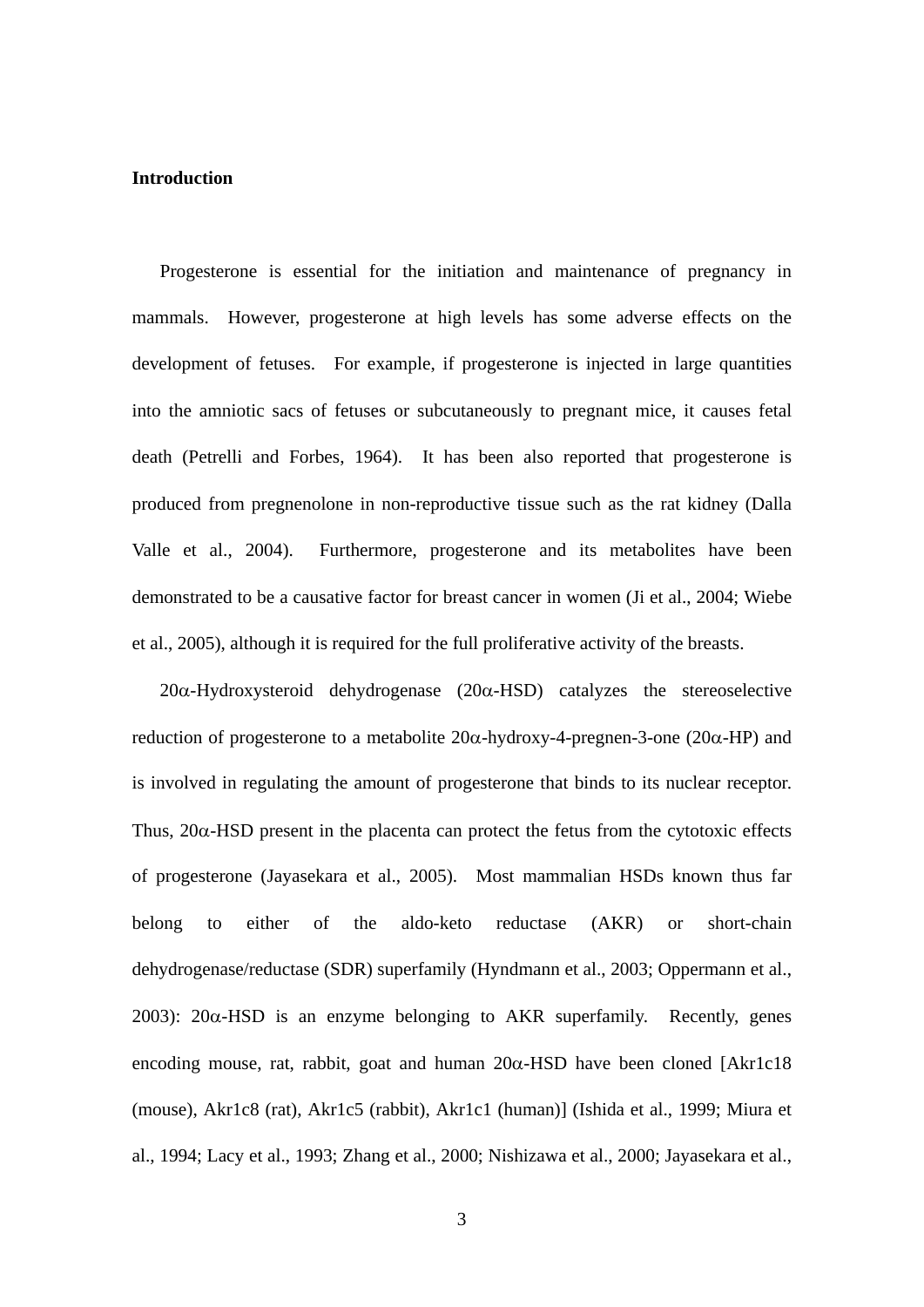## Introduction

Progesterone is essential for the initiation and maintenance of pregnancy in mammals. However, progesterone at high levels has some adverse effects on the development of fetuses. For example, if progesterone is injected in large quantities into the amniotic sacs of fetuses or subcutaneously to pregnant mice, it causes fetal death (Petrelli and Forbes, 1964). It has been also reported that progesterone is produced from pregnenolone in non-reproductive tissue such as the rat kidney (Dalla Valle et al., 2004). Furthermore, progesterone and its metabolites have been demonstrated to be a causative factor for breast cancer in women (Ji et al., 2004; Wiebe et al., 2005), although it is required for the full proliferative activity of the breasts.

20α-Hydroxysteroid dehydrogenase (20α-HSD) catalyzes the stereoselective reduction of progesterone to a metabolite 20α-hydroxy-4-pregnen-3-one (20α-HP) and is involved in regulating the amount of progesterone that binds to its nuclear receptor. Thus, 20α-HSD present in the placenta can protect the fetus from the cytotoxic effects of progesterone (Jayasekara et al., 2005). Most mammalian HSDs known thus far belong to either of the aldo-keto reductase (AKR) or short-chain dehydrogenase/reductase (SDR) superfamily (Hyndmann et al., 2003; Oppermann et al., 2003): 20α-HSD is an enzyme belonging to AKR superfamily. Recently, genes encoding mouse, rat, rabbit, goat and human 20α-HSD have been cloned [Akr1c18 (mouse), Akr1c8 (rat), Akr1c5 (rabbit), Akr1c1 (human)] (Ishida et al., 1999; Miura et al., 1994; Lacy et al., 1993; Zhang et al., 2000; Nishizawa et al., 2000; Jayasekara et al.,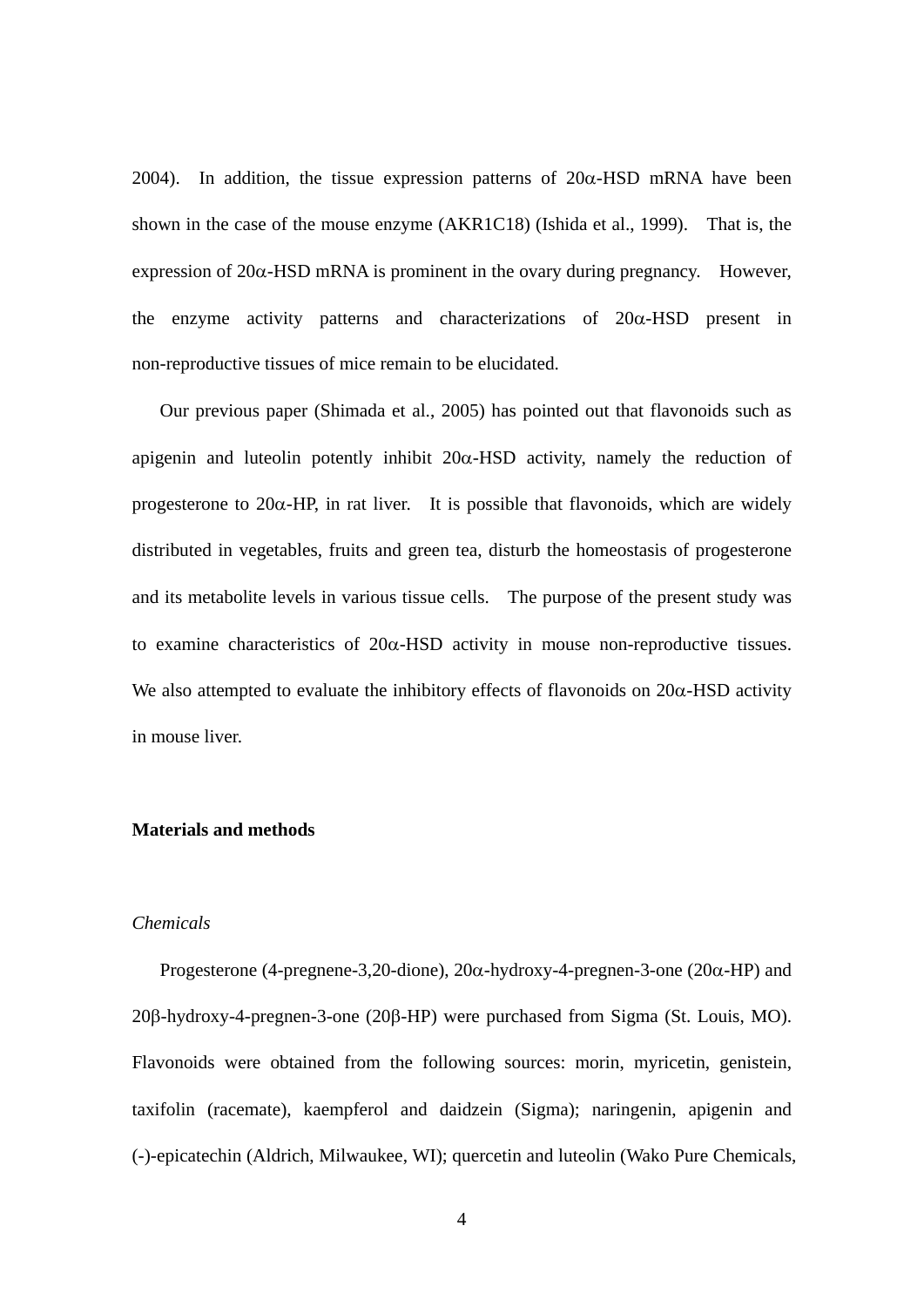2004). In addition, the tissue expression patterns of 20α-HSD mRNA have been shown in the case of the mouse enzyme (AKR1C18) (Ishida et al., 1999). That is, the expression of 20α-HSD mRNA is prominent in the ovary during pregnancy. However, the enzyme activity patterns and characterizations of 20α-HSD present in non-reproductive tissues of mice remain to be elucidated.

Our previous paper (Shimada et al., 2005) has pointed out that flavonoids such as apigenin and luteolin potently inhibit 20α-HSD activity, namely the reduction of progesterone to 20α-HP, in rat liver. It is possible that flavonoids, which are widely distributed in vegetables, fruits and green tea, disturb the homeostasis of progesterone and its metabolite levels in various tissue cells. The purpose of the present study was to examine characteristics of 20α-HSD activity in mouse non-reproductive tissues. We also attempted to evaluate the inhibitory effects of flavonoids on 20α-HSD activity in mouse liver.

## Materials and methods

### *Chemicals*

Progesterone (4-pregnene-3,20-dione), 20α-hydroxy-4-pregnen-3-one (20α-HP) and 20β-hydroxy-4-pregnen-3-one (20β-HP) were purchased from Sigma (St. Louis, MO). Flavonoids were obtained from the following sources: morin, myricetin, genistein, taxifolin (racemate), kaempferol and daidzein (Sigma); naringenin, apigenin and (-)-epicatechin (Aldrich, Milwaukee, WI); quercetin and luteolin (Wako Pure Chemicals,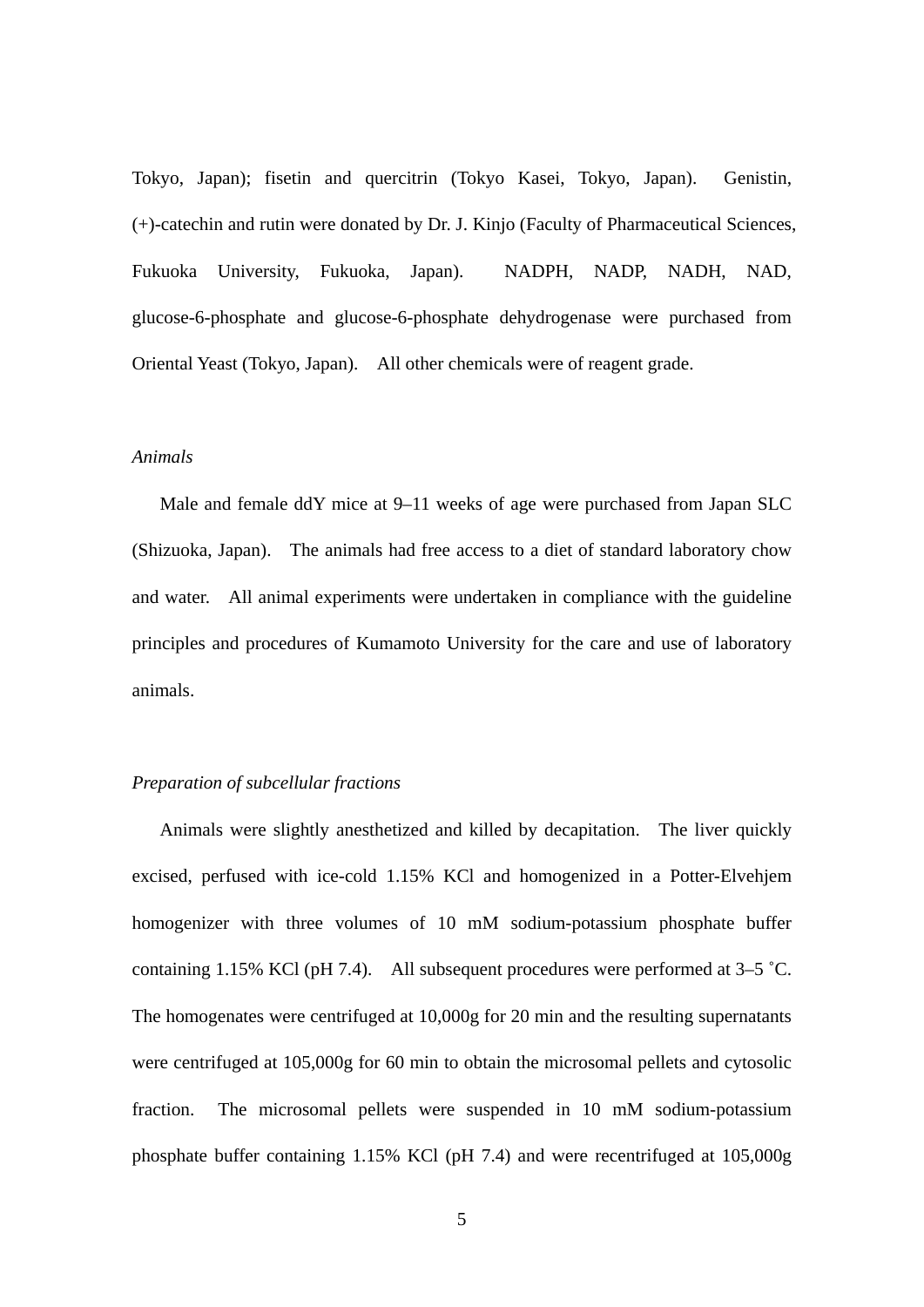Tokyo, Japan); fisetin and quercitrin (Tokyo Kasei, Tokyo, Japan). Genistin, (+)-catechin and rutin were donated by Dr. J. Kinjo (Faculty of Pharmaceutical Sciences, Fukuoka University, Fukuoka, Japan). NADPH, NADP, NADH, NAD, glucose-6-phosphate and glucose-6-phosphate dehydrogenase were purchased from Oriental Yeast (Tokyo, Japan). All other chemicals were of reagent grade.

*Animals*

Male and female ddY mice at 9–11 weeks of age were purchased from Japan SLC (Shizuoka, Japan). The animals had free access to a diet of standard laboratory chow and water. All animal experiments were undertaken in compliance with the guideline principles and procedures of Kumamoto University for the care and use of laboratory animals.

*Preparation of subcellular fractions*

Animals were slightly anesthetized and killed by decapitation. The liver quickly excised, perfused with ice-cold 1.15% KCl and homogenized in a Potter-Elvehjem homogenizer with three volumes of 10 mM sodium-potassium phosphate buffer containing 1.15% KCl (pH 7.4). All subsequent procedures were performed at 3–5 ˚C. The homogenates were centrifuged at 10,000g for 20 min and the resulting supernatants were centrifuged at 105,000g for 60 min to obtain the microsomal pellets and cytosolic fraction. The microsomal pellets were suspended in 10 mM sodium-potassium phosphate buffer containing 1.15% KCl (pH 7.4) and were recentrifuged at 105,000g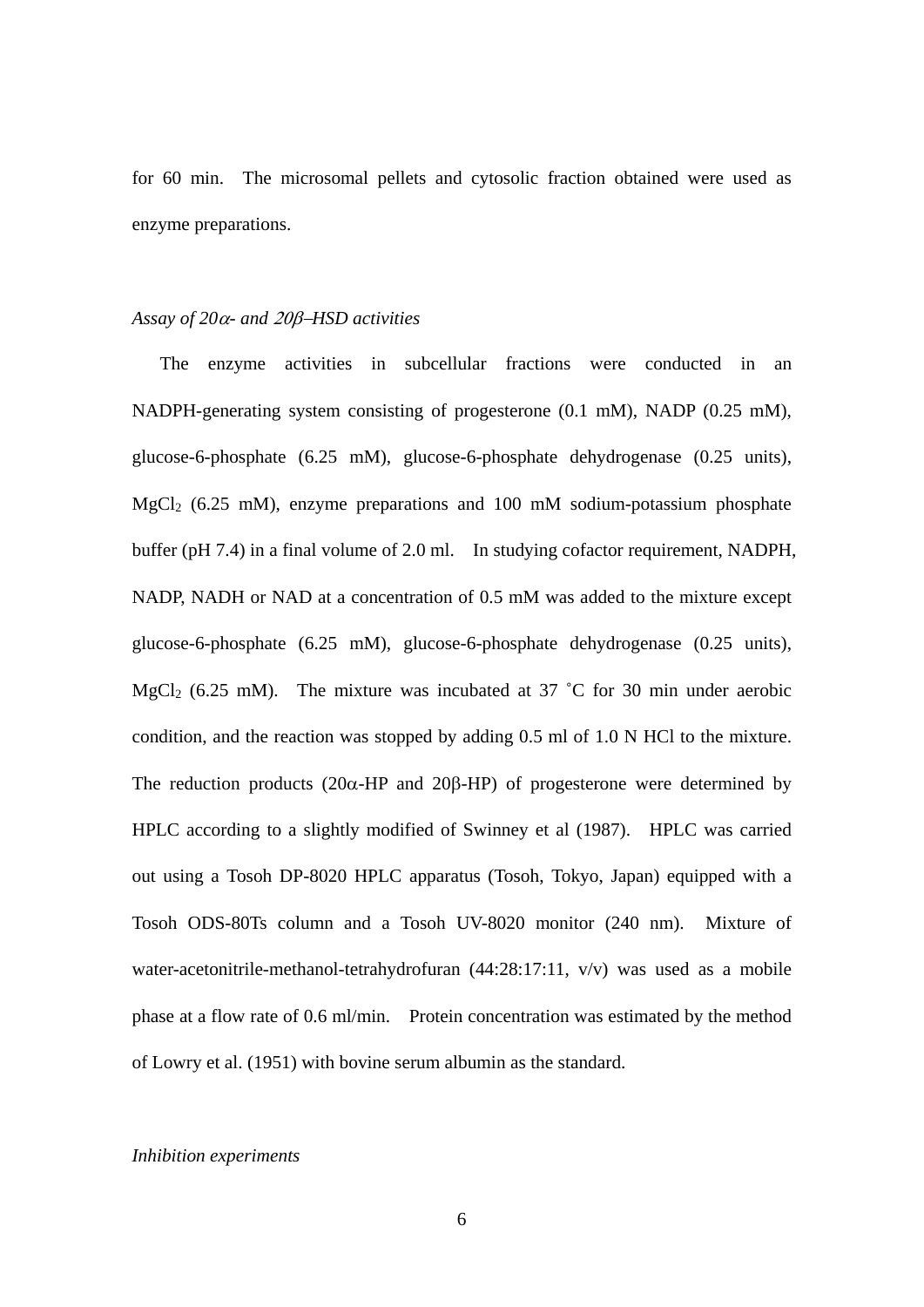for 60 min. The microsomal pellets and cytosolic fraction obtained were used as enzyme preparations.

*Assay of 20α- and 20β–HSD activities*

The enzyme activities in subcellular fractions were conducted in an NADPH-generating system consisting of progesterone (0.1 mM), NADP (0.25 mM), glucose-6-phosphate (6.25 mM), glucose-6-phosphate dehydrogenase (0.25 units), $MgCl_2$ (6.25 mM), enzyme preparations and 100 mM sodium-potassium phosphate buffer (pH 7.4) in a final volume of 2.0 ml. In studying cofactor requirement, NADPH, NADP, NADH or NAD at a concentration of 0.5 mM was added to the mixture except glucose-6-phosphate (6.25 mM), glucose-6-phosphate dehydrogenase (0.25 units), $MgCl_2$ (6.25 mM). The mixture was incubated at 37 ˚C for 30 min under aerobic condition, and the reaction was stopped by adding 0.5 ml of 1.0 N HCl to the mixture. The reduction products (20α-HP and 20β-HP) of progesterone were determined by HPLC according to a slightly modified of Swinney et al (1987). HPLC was carried out using a Tosoh DP-8020 HPLC apparatus (Tosoh, Tokyo, Japan) equipped with a Tosoh ODS-80Ts column and a Tosoh UV-8020 monitor (240 nm). Mixture of water-acetonitrile-methanol-tetrahydrofuran (44:28:17:11, v/v) was used as a mobile phase at a flow rate of 0.6 ml/min. Protein concentration was estimated by the method of Lowry et al. (1951) with bovine serum albumin as the standard.

*Inhibition experiments*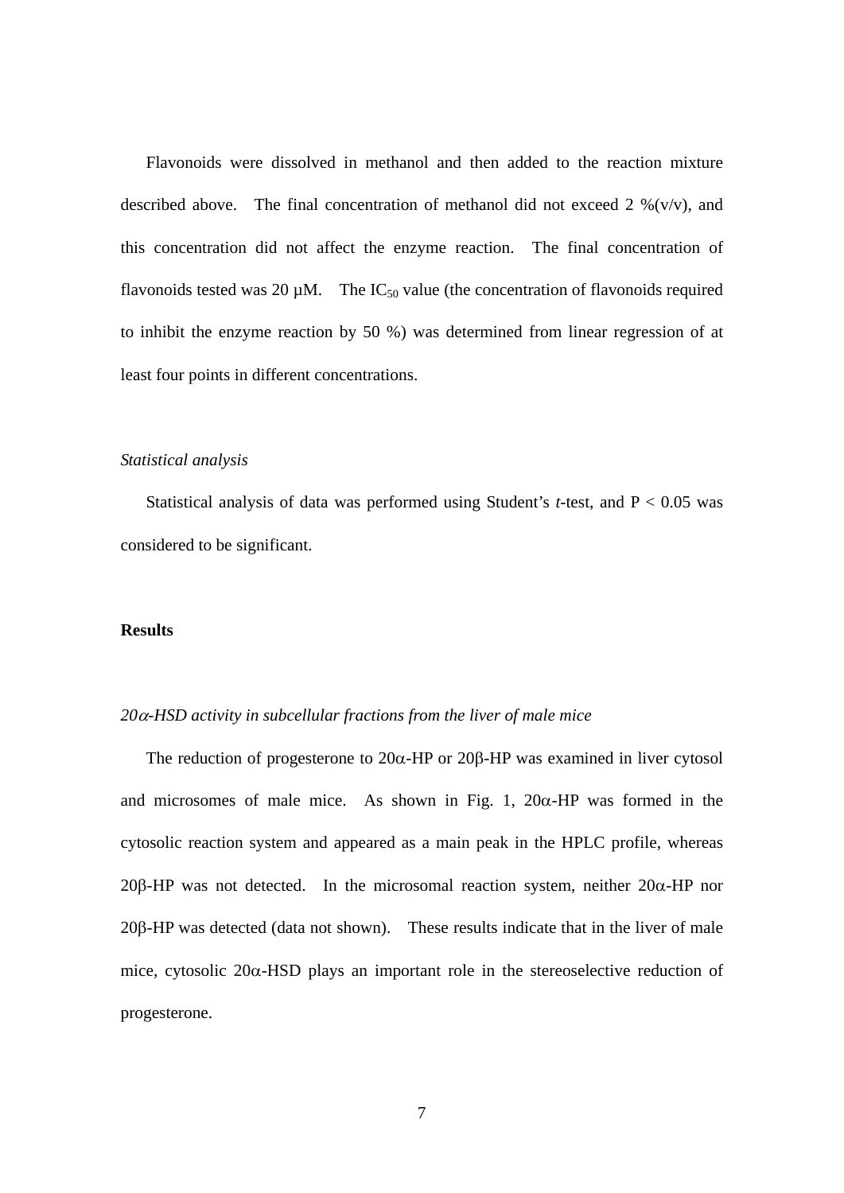Flavonoids were dissolved in methanol and then added to the reaction mixture described above. The final concentration of methanol did not exceed 2 %(v/v), and this concentration did not affect the enzyme reaction. The final concentration of flavonoids tested was 20 μM. The $IC_{50}$ value (the concentration of flavonoids required to inhibit the enzyme reaction by 50 %) was determined from linear regression of at least four points in different concentrations.

*Statistical analysis*

Statistical analysis of data was performed using Student's *t*-test, and $P < 0.05$ was considered to be significant.

## Results

*20α-HSD activity in subcellular fractions from the liver of male mice*

The reduction of progesterone to 20α-HP or 20β-HP was examined in liver cytosol and microsomes of male mice. As shown in Fig. 1, 20α-HP was formed in the cytosolic reaction system and appeared as a main peak in the HPLC profile, whereas 20β-HP was not detected. In the microsomal reaction system, neither 20α-HP nor 20β-HP was detected (data not shown). These results indicate that in the liver of male mice, cytosolic 20α-HSD plays an important role in the stereoselective reduction of progesterone.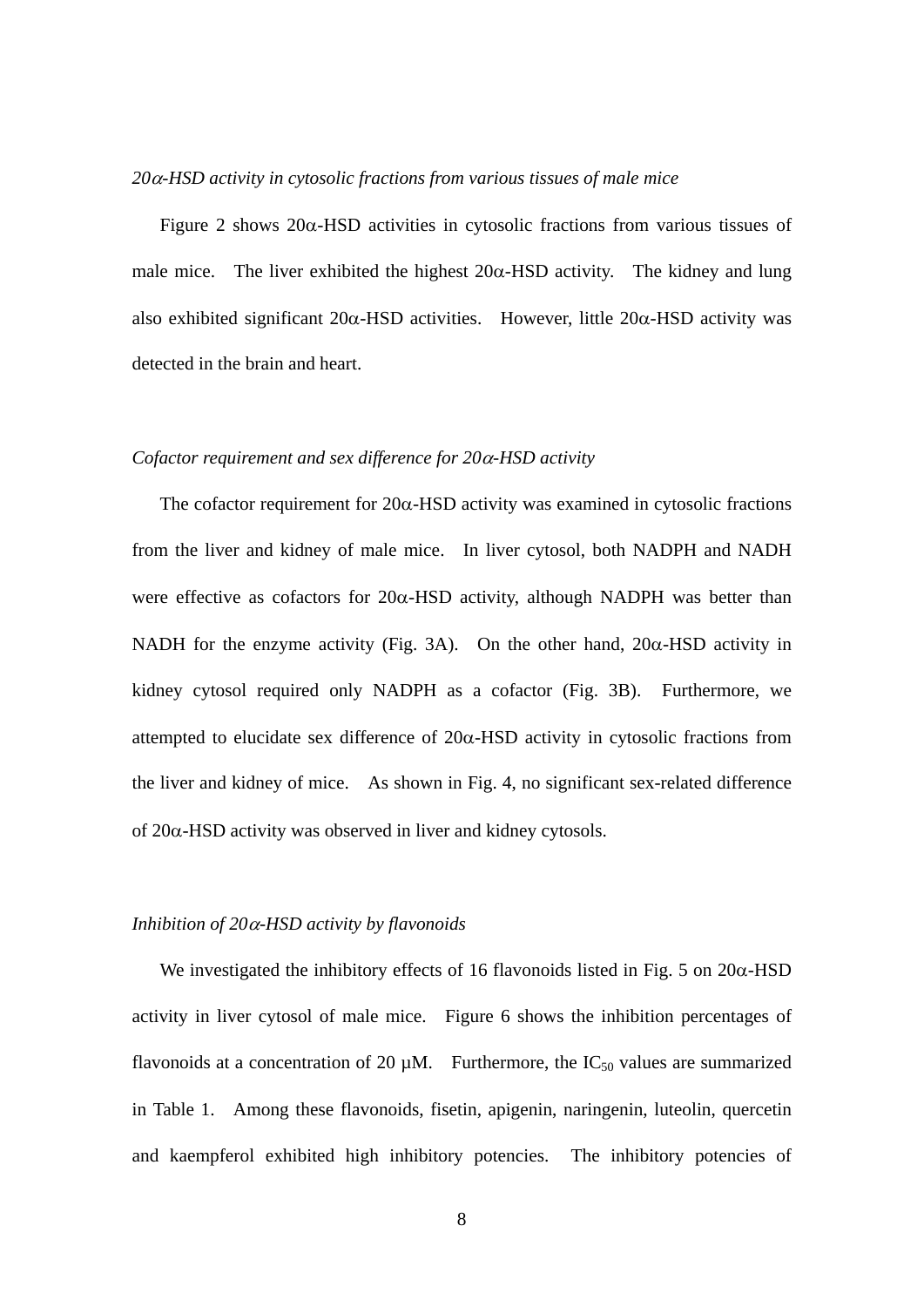*20α-HSD activity in cytosolic fractions from various tissues of male mice*

Figure 2 shows 20α-HSD activities in cytosolic fractions from various tissues of male mice. The liver exhibited the highest 20α-HSD activity. The kidney and lung also exhibited significant 20α-HSD activities. However, little 20α-HSD activity was detected in the brain and heart.

*Cofactor requirement and sex difference for 20α-HSD activity*

The cofactor requirement for 20α-HSD activity was examined in cytosolic fractions from the liver and kidney of male mice. In liver cytosol, both NADPH and NADH were effective as cofactors for 20α-HSD activity, although NADPH was better than NADH for the enzyme activity (Fig. 3A). On the other hand, 20α-HSD activity in kidney cytosol required only NADPH as a cofactor (Fig. 3B). Furthermore, we attempted to elucidate sex difference of 20α-HSD activity in cytosolic fractions from the liver and kidney of mice. As shown in Fig. 4, no significant sex-related difference of 20α-HSD activity was observed in liver and kidney cytosols.

*Inhibition of 20α-HSD activity by flavonoids*

We investigated the inhibitory effects of 16 flavonoids listed in Fig. 5 on 20α-HSD activity in liver cytosol of male mice. Figure 6 shows the inhibition percentages of flavonoids at a concentration of 20 μM. Furthermore, the $IC_{50}$ values are summarized in Table 1. Among these flavonoids, fisetin, apigenin, naringenin, luteolin, quercetin and kaempferol exhibited high inhibitory potencies. The inhibitory potencies of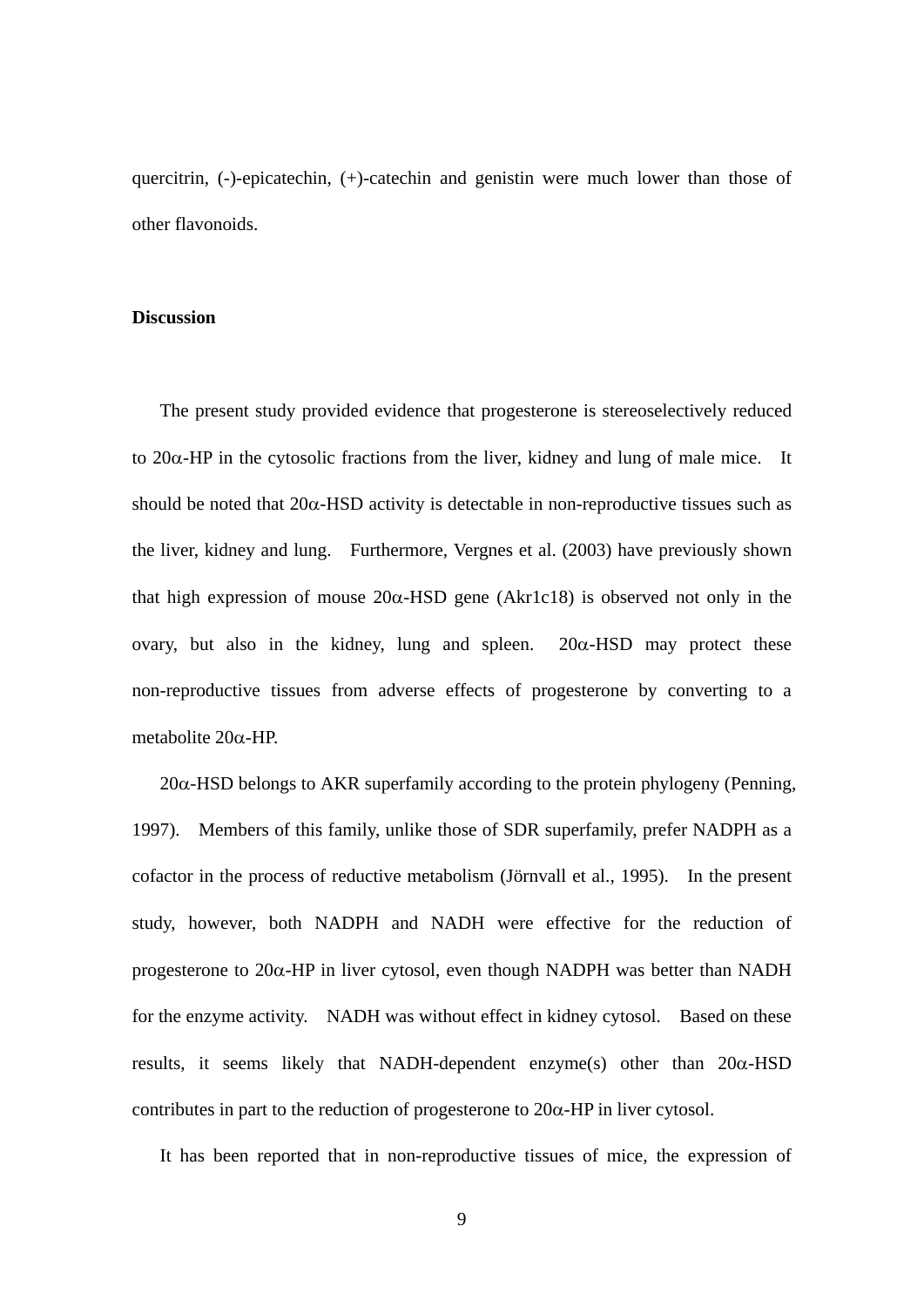quercitrin, (-)-epicatechin, (+)-catechin and genistin were much lower than those of other flavonoids.

## Discussion

The present study provided evidence that progesterone is stereoselectively reduced to 20α-HP in the cytosolic fractions from the liver, kidney and lung of male mice. It should be noted that 20α-HSD activity is detectable in non-reproductive tissues such as the liver, kidney and lung. Furthermore, Vergnes et al. (2003) have previously shown that high expression of mouse 20α-HSD gene (Akr1c18) is observed not only in the ovary, but also in the kidney, lung and spleen. 20α-HSD may protect these non-reproductive tissues from adverse effects of progesterone by converting to a metabolite 20α-HP.

20α-HSD belongs to AKR superfamily according to the protein phylogeny (Penning, 1997). Members of this family, unlike those of SDR superfamily, prefer NADPH as a cofactor in the process of reductive metabolism (Jörnvall et al., 1995). In the present study, however, both NADPH and NADH were effective for the reduction of progesterone to 20α-HP in liver cytosol, even though NADPH was better than NADH for the enzyme activity. NADH was without effect in kidney cytosol. Based on these results, it seems likely that NADH-dependent enzyme(s) other than 20α-HSD contributes in part to the reduction of progesterone to 20α-HP in liver cytosol.

It has been reported that in non-reproductive tissues of mice, the expression of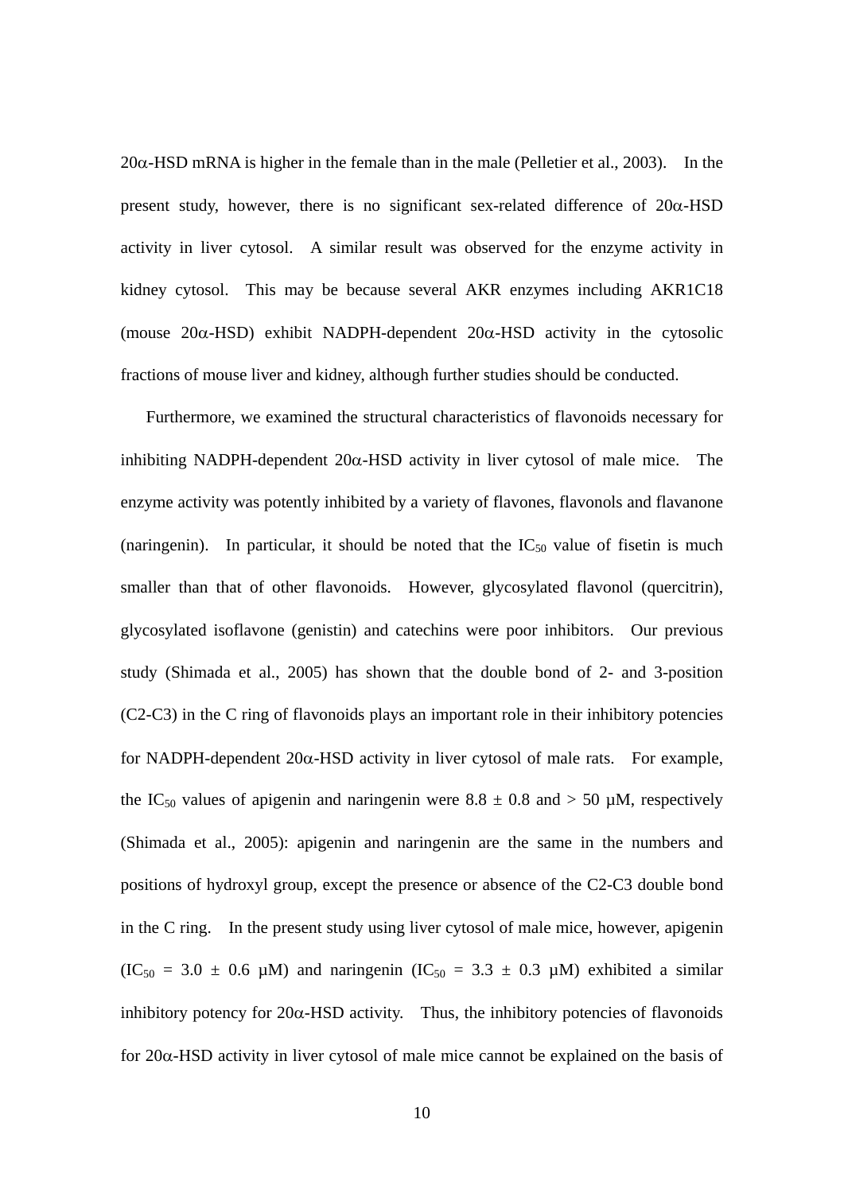20α-HSD mRNA is higher in the female than in the male (Pelletier et al., 2003). In the present study, however, there is no significant sex-related difference of 20α-HSD activity in liver cytosol. A similar result was observed for the enzyme activity in kidney cytosol. This may be because several AKR enzymes including AKR1C18 (mouse 20α-HSD) exhibit NADPH-dependent 20α-HSD activity in the cytosolic fractions of mouse liver and kidney, although further studies should be conducted.

Furthermore, we examined the structural characteristics of flavonoids necessary for inhibiting NADPH-dependent 20α-HSD activity in liver cytosol of male mice. The enzyme activity was potently inhibited by a variety of flavones, flavonols and flavanone (naringenin). In particular, it should be noted that the $IC_{50}$ value of fisetin is much smaller than that of other flavonoids. However, glycosylated flavonol (quercitrin), glycosylated isoflavone (genistin) and catechins were poor inhibitors. Our previous study (Shimada et al., 2005) has shown that the double bond of 2- and 3-position (C2-C3) in the C ring of flavonoids plays an important role in their inhibitory potencies for NADPH-dependent 20α-HSD activity in liver cytosol of male rats. For example, the $IC_{50}$ values of apigenin and naringenin were $8.8 \pm 0.8$ and > 50 μM, respectively (Shimada et al., 2005): apigenin and naringenin are the same in the numbers and positions of hydroxyl group, except the presence or absence of the C2-C3 double bond in the C ring. In the present study using liver cytosol of male mice, however, apigenin ($IC_{50} = 3.0 \pm 0.6$ μM) and naringenin ($IC_{50} = 3.3 \pm 0.3$ μM) exhibited a similar inhibitory potency for 20α-HSD activity. Thus, the inhibitory potencies of flavonoids for 20α-HSD activity in liver cytosol of male mice cannot be explained on the basis of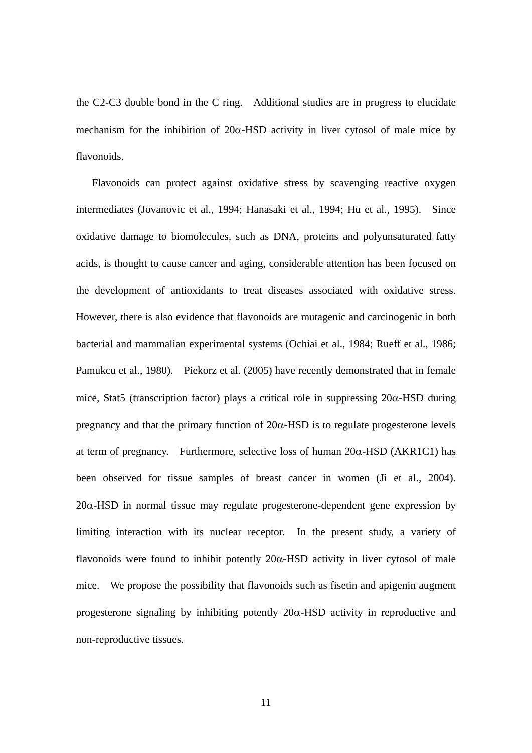the C2-C3 double bond in the C ring. Additional studies are in progress to elucidate mechanism for the inhibition of 20α-HSD activity in liver cytosol of male mice by flavonoids.

Flavonoids can protect against oxidative stress by scavenging reactive oxygen intermediates (Jovanovic et al., 1994; Hanasaki et al., 1994; Hu et al., 1995). Since oxidative damage to biomolecules, such as DNA, proteins and polyunsaturated fatty acids, is thought to cause cancer and aging, considerable attention has been focused on the development of antioxidants to treat diseases associated with oxidative stress. However, there is also evidence that flavonoids are mutagenic and carcinogenic in both bacterial and mammalian experimental systems (Ochiai et al., 1984; Rueff et al., 1986; Pamukcu et al., 1980). Piekorz et al. (2005) have recently demonstrated that in female mice, Stat5 (transcription factor) plays a critical role in suppressing 20α-HSD during pregnancy and that the primary function of 20α-HSD is to regulate progesterone levels at term of pregnancy. Furthermore, selective loss of human 20α-HSD (AKR1C1) has been observed for tissue samples of breast cancer in women (Ji et al., 2004). 20α-HSD in normal tissue may regulate progesterone-dependent gene expression by limiting interaction with its nuclear receptor. In the present study, a variety of flavonoids were found to inhibit potently 20α-HSD activity in liver cytosol of male mice. We propose the possibility that flavonoids such as fisetin and apigenin augment progesterone signaling by inhibiting potently 20α-HSD activity in reproductive and non-reproductive tissues.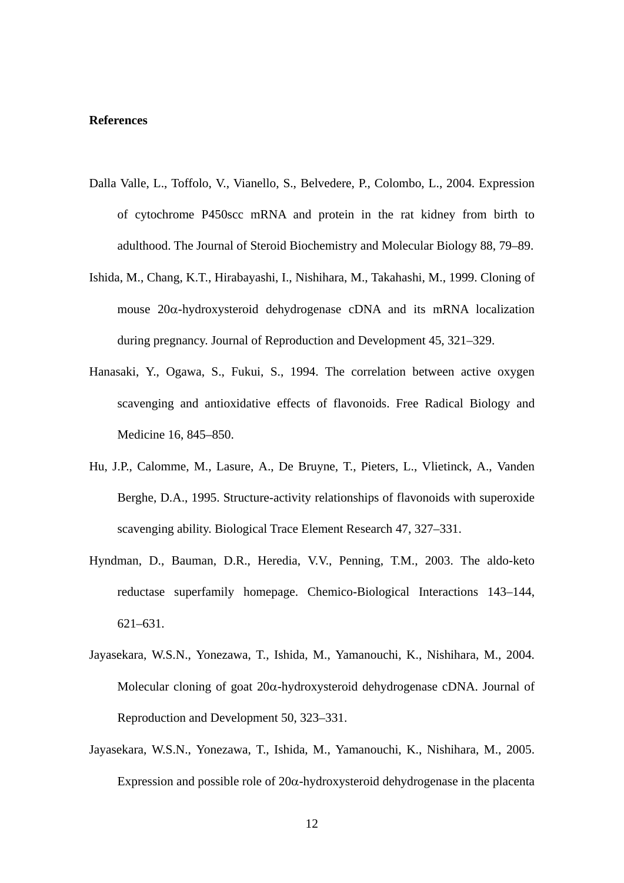**References**

Dalla Valle, L., Toffolo, V., Vianello, S., Belvedere, P., Colombo, L., 2004. Expression of cytochrome P450scc mRNA and protein in the rat kidney from birth to adulthood. The Journal of Steroid Biochemistry and Molecular Biology 88, 79–89.

Ishida, M., Chang, K.T., Hirabayashi, I., Nishihara, M., Takahashi, M., 1999. Cloning of mouse 20α-hydroxysteroid dehydrogenase cDNA and its mRNA localization during pregnancy. Journal of Reproduction and Development 45, 321–329.

Hanasaki, Y., Ogawa, S., Fukui, S., 1994. The correlation between active oxygen scavenging and antioxidative effects of flavonoids. Free Radical Biology and Medicine 16, 845–850.

Hu, J.P., Calomme, M., Lasure, A., De Bruyne, T., Pieters, L., Vlietinck, A., Vanden Berghe, D.A., 1995. Structure-activity relationships of flavonoids with superoxide scavenging ability. Biological Trace Element Research 47, 327–331.

Hyndman, D., Bauman, D.R., Heredia, V.V., Penning, T.M., 2003. The aldo-keto reductase superfamily homepage. Chemico-Biological Interactions 143–144, 621–631.

Jayasekara, W.S.N., Yonezawa, T., Ishida, M., Yamanouchi, K., Nishihara, M., 2004. Molecular cloning of goat 20α-hydroxysteroid dehydrogenase cDNA. Journal of Reproduction and Development 50, 323–331.

Jayasekara, W.S.N., Yonezawa, T., Ishida, M., Yamanouchi, K., Nishihara, M., 2005. Expression and possible role of 20α-hydroxysteroid dehydrogenase in the placenta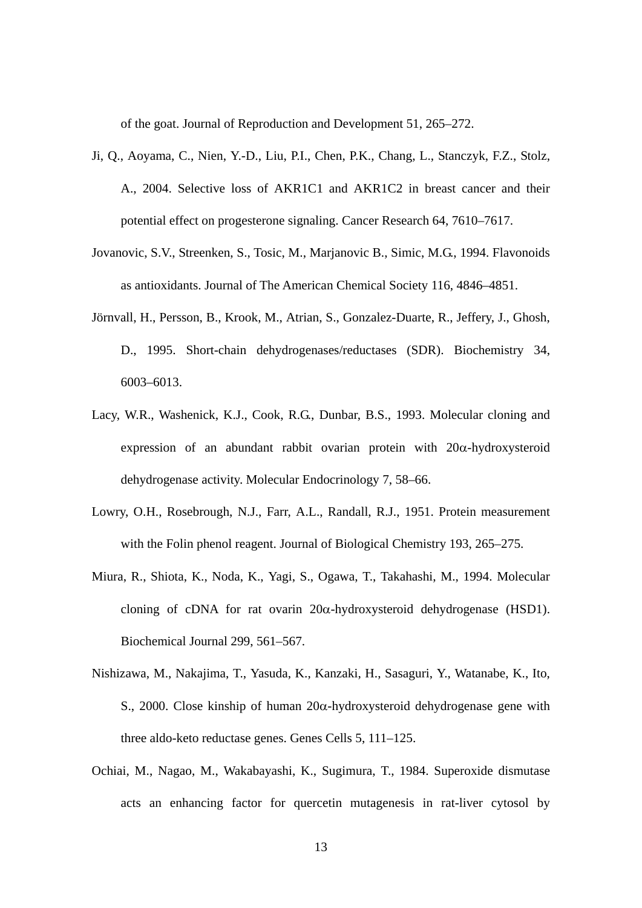of the goat. Journal of Reproduction and Development 51, 265–272.

Ji, Q., Aoyama, C., Nien, Y.-D., Liu, P.I., Chen, P.K., Chang, L., Stanczyk, F.Z., Stolz, A., 2004. Selective loss of AKR1C1 and AKR1C2 in breast cancer and their potential effect on progesterone signaling. Cancer Research 64, 7610–7617.

Jovanovic, S.V., Streenken, S., Tosic, M., Marjanovic B., Simic, M.G., 1994. Flavonoids as antioxidants. Journal of The American Chemical Society 116, 4846–4851.

Jörnvall, H., Persson, B., Krook, M., Atrian, S., Gonzalez-Duarte, R., Jeffery, J., Ghosh, D., 1995. Short-chain dehydrogenases/reductases (SDR). Biochemistry 34, 6003–6013.

Lacy, W.R., Washenick, K.J., Cook, R.G., Dunbar, B.S., 1993. Molecular cloning and expression of an abundant rabbit ovarian protein with 20α-hydroxysteroid dehydrogenase activity. Molecular Endocrinology 7, 58–66.

Lowry, O.H., Rosebrough, N.J., Farr, A.L., Randall, R.J., 1951. Protein measurement with the Folin phenol reagent. Journal of Biological Chemistry 193, 265–275.

Miura, R., Shiota, K., Noda, K., Yagi, S., Ogawa, T., Takahashi, M., 1994. Molecular cloning of cDNA for rat ovarin 20α-hydroxysteroid dehydrogenase (HSD1). Biochemical Journal 299, 561–567.

Nishizawa, M., Nakajima, T., Yasuda, K., Kanzaki, H., Sasaguri, Y., Watanabe, K., Ito, S., 2000. Close kinship of human 20α-hydroxysteroid dehydrogenase gene with three aldo-keto reductase genes. Genes Cells 5, 111–125.

Ochiai, M., Nagao, M., Wakabayashi, K., Sugimura, T., 1984. Superoxide dismutase acts an enhancing factor for quercetin mutagenesis in rat-liver cytosol by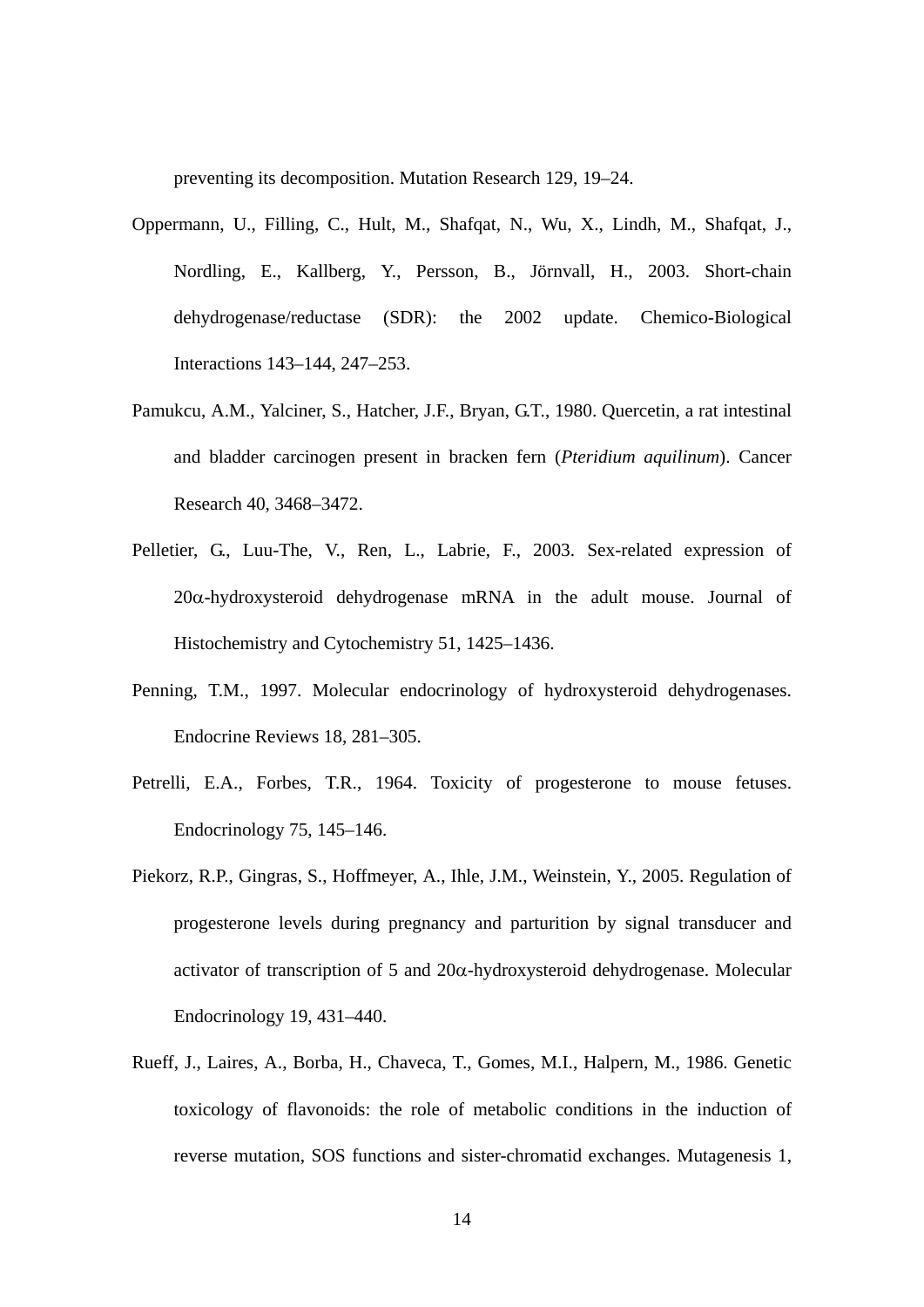preventing its decomposition. Mutation Research 129, 19–24.

Oppermann, U., Filling, C., Hult, M., Shafqat, N., Wu, X., Lindh, M., Shafqat, J., Nordling, E., Kallberg, Y., Persson, B., Jörnvall, H., 2003. Short-chain dehydrogenase/reductase (SDR): the 2002 update. Chemico-Biological Interactions 143–144, 247–253.

Pamukcu, A.M., Yalciner, S., Hatcher, J.F., Bryan, G.T., 1980. Quercetin, a rat intestinal and bladder carcinogen present in bracken fern (*Pteridium aquilinum*). Cancer Research 40, 3468–3472.

Pelletier, G., Luu-The, V., Ren, L., Labrie, F., 2003. Sex-related expression of 20α-hydroxysteroid dehydrogenase mRNA in the adult mouse. Journal of Histochemistry and Cytochemistry 51, 1425–1436.

Penning, T.M., 1997. Molecular endocrinology of hydroxysteroid dehydrogenases. Endocrine Reviews 18, 281–305.

Petrelli, E.A., Forbes, T.R., 1964. Toxicity of progesterone to mouse fetuses. Endocrinology 75, 145–146.

Piekorz, R.P., Gingras, S., Hoffmeyer, A., Ihle, J.M., Weinstein, Y., 2005. Regulation of progesterone levels during pregnancy and parturition by signal transducer and activator of transcription of 5 and 20α-hydroxysteroid dehydrogenase. Molecular Endocrinology 19, 431–440.

Rueff, J., Laires, A., Borba, H., Chaveca, T., Gomes, M.I., Halpern, M., 1986. Genetic toxicology of flavonoids: the role of metabolic conditions in the induction of reverse mutation, SOS functions and sister-chromatid exchanges. Mutagenesis 1,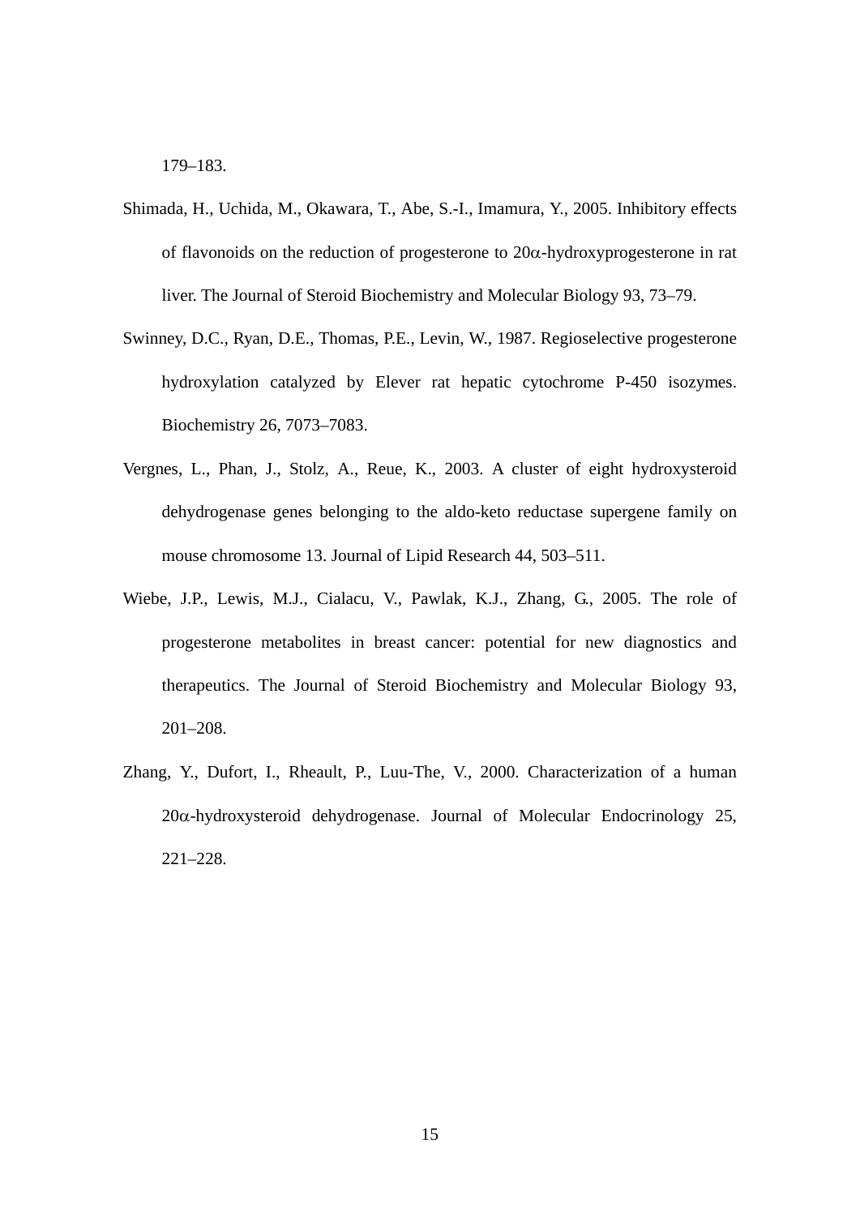179–183.

Shimada, H., Uchida, M., Okawara, T., Abe, S.-I., Imamura, Y., 2005. Inhibitory effects of flavonoids on the reduction of progesterone to 20α-hydroxyprogesterone in rat liver. The Journal of Steroid Biochemistry and Molecular Biology 93, 73–79.

Swinney, D.C., Ryan, D.E., Thomas, P.E., Levin, W., 1987. Regioselective progesterone hydroxylation catalyzed by Elever rat hepatic cytochrome P-450 isozymes. Biochemistry 26, 7073–7083.

Vergnes, L., Phan, J., Stolz, A., Reue, K., 2003. A cluster of eight hydroxysteroid dehydrogenase genes belonging to the aldo-keto reductase supergene family on mouse chromosome 13. Journal of Lipid Research 44, 503–511.

Wiebe, J.P., Lewis, M.J., Cialacu, V., Pawlak, K.J., Zhang, G., 2005. The role of progesterone metabolites in breast cancer: potential for new diagnostics and therapeutics. The Journal of Steroid Biochemistry and Molecular Biology 93, 201–208.

Zhang, Y., Dufort, I., Rheault, P., Luu-The, V., 2000. Characterization of a human 20α-hydroxysteroid dehydrogenase. Journal of Molecular Endocrinology 25, 221–228.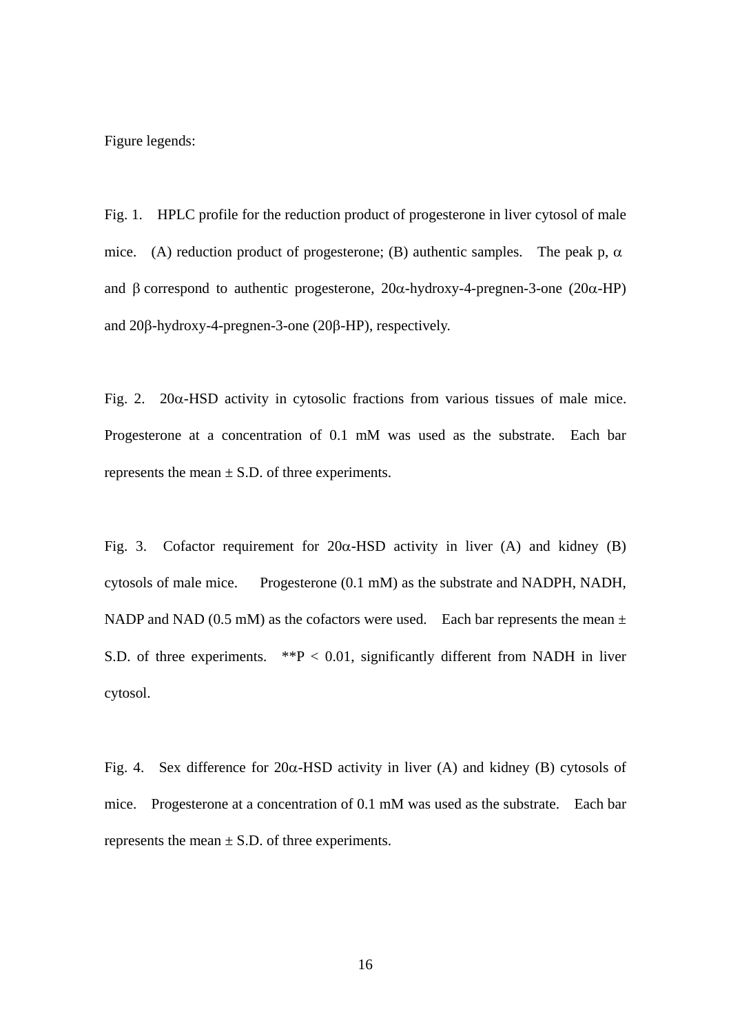Figure legends:

Fig. 1. HPLC profile for the reduction product of progesterone in liver cytosol of male mice. (A) reduction product of progesterone; (B) authentic samples. The peak p, α and β correspond to authentic progesterone, 20α-hydroxy-4-pregnen-3-one (20α-HP) and 20β-hydroxy-4-pregnen-3-one (20β-HP), respectively.

Fig. 2. 20α-HSD activity in cytosolic fractions from various tissues of male mice. Progesterone at a concentration of 0.1 mM was used as the substrate. Each bar represents the mean ± S.D. of three experiments.

Fig. 3. Cofactor requirement for 20α-HSD activity in liver (A) and kidney (B) cytosols of male mice. Progesterone (0.1 mM) as the substrate and NADPH, NADH, NADP and NAD (0.5 mM) as the cofactors were used. Each bar represents the mean ± S.D. of three experiments. **$P < 0.01$, significantly different from NADH in liver cytosol.

Fig. 4. Sex difference for 20α-HSD activity in liver (A) and kidney (B) cytosols of mice. Progesterone at a concentration of 0.1 mM was used as the substrate. Each bar represents the mean ± S.D. of three experiments.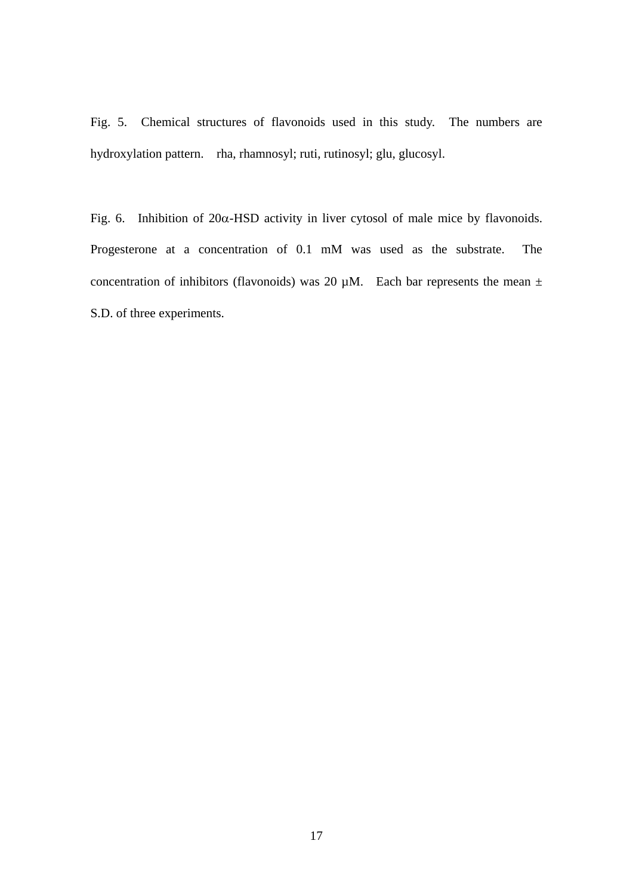Fig. 5. Chemical structures of flavonoids used in this study. The numbers are hydroxylation pattern. rha, rhamnosyl; ruti, rutinosyl; glu, glucosyl.

Fig. 6. Inhibition of 20α-HSD activity in liver cytosol of male mice by flavonoids. Progesterone at a concentration of 0.1 mM was used as the substrate. The concentration of inhibitors (flavonoids) was 20 μM. Each bar represents the mean ± S.D. of three experiments.